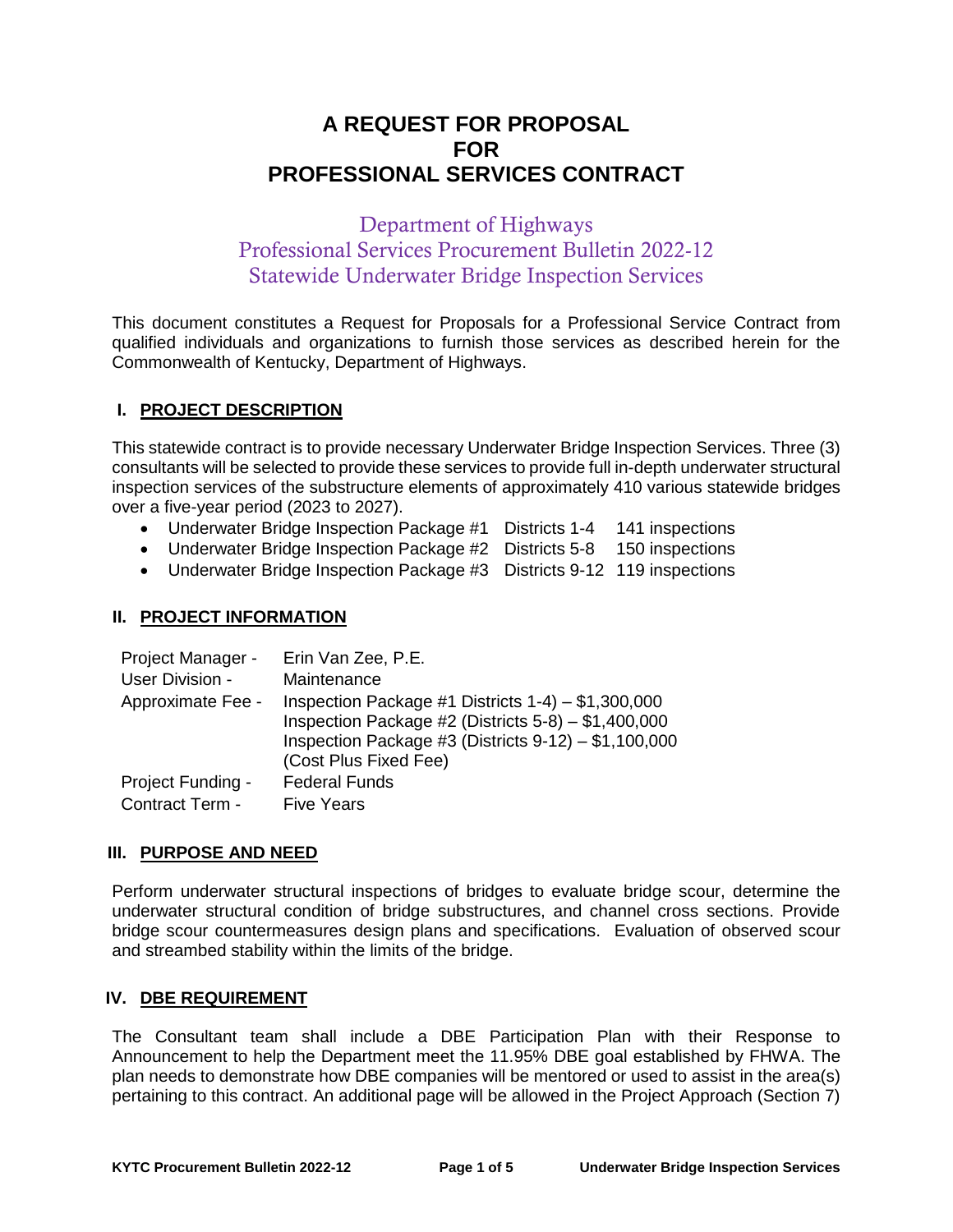# A REQUEST FOR PROPOSAL FOR PROFESSIONAL SERVICES CONTRACT

## Department of Highways
## Professional Services Procurement Bulletin 2022-12
## Statewide Underwater Bridge Inspection Services

This document constitutes a Request for Proposals for a Professional Service Contract from qualified individuals and organizations to furnish those services as described herein for the Commonwealth of Kentucky, Department of Highways.

### I. PROJECT DESCRIPTION

This statewide contract is to provide necessary Underwater Bridge Inspection Services. Three (3) consultants will be selected to provide these services to provide full in-depth underwater structural inspection services of the substructure elements of approximately 410 various statewide bridges over a five-year period (2023 to 2027).

- Underwater Bridge Inspection Package #1 Districts 1-4 141 inspections
- Underwater Bridge Inspection Package #2 Districts 5-8 150 inspections
- Underwater Bridge Inspection Package #3 Districts 9-12 119 inspections

### II. PROJECT INFORMATION

| | |
|---|---|
| Project Manager - | Erin Van Zee, P.E. |
| User Division - | Maintenance |
| Approximate Fee - | Inspection Package #1 Districts 1-4) – $1,300,000<br>Inspection Package #2 (Districts 5-8) – $1,400,000<br>Inspection Package #3 (Districts 9-12) – $1,100,000<br>(Cost Plus Fixed Fee) |
| Project Funding - | Federal Funds |
| Contract Term - | Five Years |

### III. PURPOSE AND NEED

Perform underwater structural inspections of bridges to evaluate bridge scour, determine the underwater structural condition of bridge substructures, and channel cross sections. Provide bridge scour countermeasures design plans and specifications. Evaluation of observed scour and streambed stability within the limits of the bridge.

### IV. DBE REQUIREMENT

The Consultant team shall include a DBE Participation Plan with their Response to Announcement to help the Department meet the 11.95% DBE goal established by FHWA. The plan needs to demonstrate how DBE companies will be mentored or used to assist in the area(s) pertaining to this contract. An additional page will be allowed in the Project Approach (Section 7)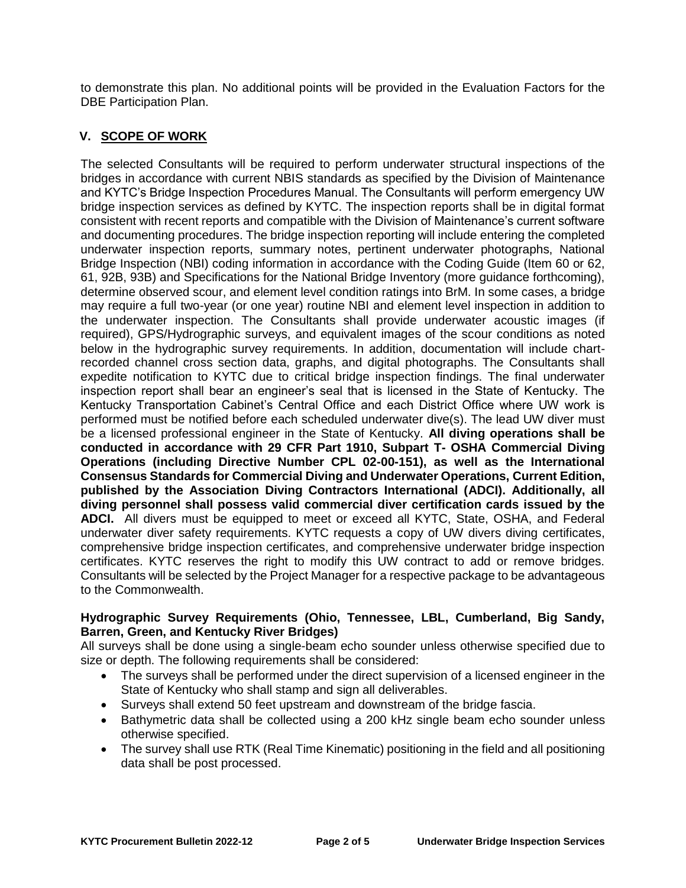to demonstrate this plan. No additional points will be provided in the Evaluation Factors for the DBE Participation Plan.

## V. SCOPE OF WORK

The selected Consultants will be required to perform underwater structural inspections of the bridges in accordance with current NBIS standards as specified by the Division of Maintenance and KYTC's Bridge Inspection Procedures Manual. The Consultants will perform emergency UW bridge inspection services as defined by KYTC. The inspection reports shall be in digital format consistent with recent reports and compatible with the Division of Maintenance's current software and documenting procedures. The bridge inspection reporting will include entering the completed underwater inspection reports, summary notes, pertinent underwater photographs, National Bridge Inspection (NBI) coding information in accordance with the Coding Guide (Item 60 or 62, 61, 92B, 93B) and Specifications for the National Bridge Inventory (more guidance forthcoming), determine observed scour, and element level condition ratings into BrM. In some cases, a bridge may require a full two-year (or one year) routine NBI and element level inspection in addition to the underwater inspection. The Consultants shall provide underwater acoustic images (if required), GPS/Hydrographic surveys, and equivalent images of the scour conditions as noted below in the hydrographic survey requirements. In addition, documentation will include chart-recorded channel cross section data, graphs, and digital photographs. The Consultants shall expedite notification to KYTC due to critical bridge inspection findings. The final underwater inspection report shall bear an engineer's seal that is licensed in the State of Kentucky. The Kentucky Transportation Cabinet's Central Office and each District Office where UW work is performed must be notified before each scheduled underwater dive(s). The lead UW diver must be a licensed professional engineer in the State of Kentucky. **All diving operations shall be conducted in accordance with 29 CFR Part 1910, Subpart T- OSHA Commercial Diving Operations (including Directive Number CPL 02-00-151), as well as the International Consensus Standards for Commercial Diving and Underwater Operations, Current Edition, published by the Association Diving Contractors International (ADCI). Additionally, all diving personnel shall possess valid commercial diver certification cards issued by the ADCI.** All divers must be equipped to meet or exceed all KYTC, State, OSHA, and Federal underwater diver safety requirements. KYTC requests a copy of UW divers diving certificates, comprehensive bridge inspection certificates, and comprehensive underwater bridge inspection certificates. KYTC reserves the right to modify this UW contract to add or remove bridges. Consultants will be selected by the Project Manager for a respective package to be advantageous to the Commonwealth.

**Hydrographic Survey Requirements (Ohio, Tennessee, LBL, Cumberland, Big Sandy, Barren, Green, and Kentucky River Bridges)**

All surveys shall be done using a single-beam echo sounder unless otherwise specified due to size or depth. The following requirements shall be considered:

- The surveys shall be performed under the direct supervision of a licensed engineer in the State of Kentucky who shall stamp and sign all deliverables.
- Surveys shall extend 50 feet upstream and downstream of the bridge fascia.
- Bathymetric data shall be collected using a 200 kHz single beam echo sounder unless otherwise specified.
- The survey shall use RTK (Real Time Kinematic) positioning in the field and all positioning data shall be post processed.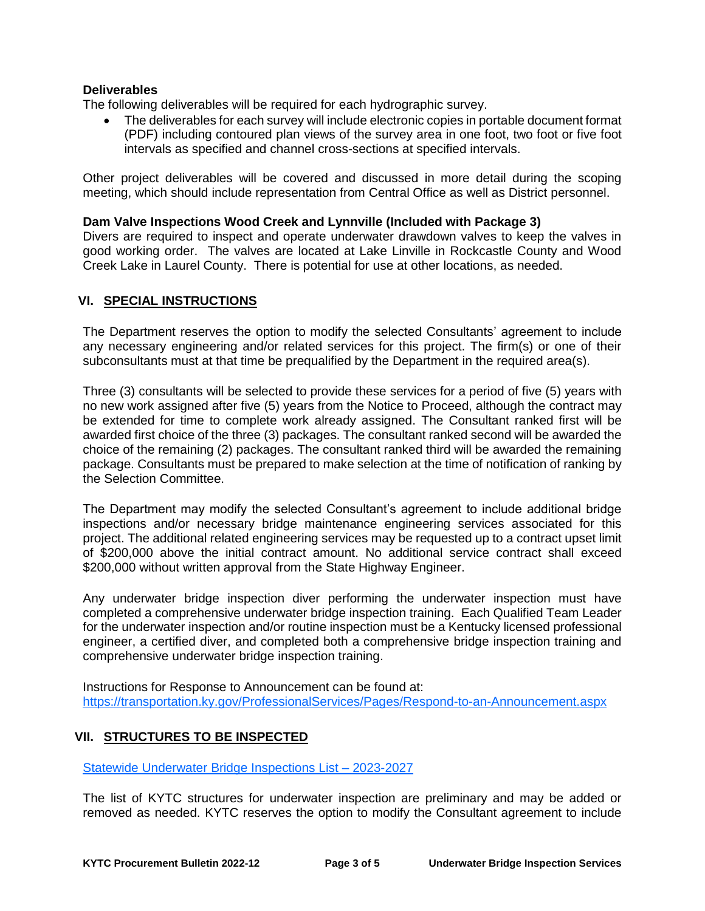**Deliverables**

The following deliverables will be required for each hydrographic survey.

- The deliverables for each survey will include electronic copies in portable document format (PDF) including contoured plan views of the survey area in one foot, two foot or five foot intervals as specified and channel cross-sections at specified intervals.

Other project deliverables will be covered and discussed in more detail during the scoping meeting, which should include representation from Central Office as well as District personnel.

**Dam Valve Inspections Wood Creek and Lynnville (Included with Package 3)**

Divers are required to inspect and operate underwater drawdown valves to keep the valves in good working order. The valves are located at Lake Linville in Rockcastle County and Wood Creek Lake in Laurel County. There is potential for use at other locations, as needed.

## VI. SPECIAL INSTRUCTIONS

The Department reserves the option to modify the selected Consultants' agreement to include any necessary engineering and/or related services for this project. The firm(s) or one of their subconsultants must at that time be prequalified by the Department in the required area(s).

Three (3) consultants will be selected to provide these services for a period of five (5) years with no new work assigned after five (5) years from the Notice to Proceed, although the contract may be extended for time to complete work already assigned. The Consultant ranked first will be awarded first choice of the three (3) packages. The consultant ranked second will be awarded the choice of the remaining (2) packages. The consultant ranked third will be awarded the remaining package. Consultants must be prepared to make selection at the time of notification of ranking by the Selection Committee.

The Department may modify the selected Consultant's agreement to include additional bridge inspections and/or necessary bridge maintenance engineering services associated for this project. The additional related engineering services may be requested up to a contract upset limit of $200,000 above the initial contract amount. No additional service contract shall exceed $200,000 without written approval from the State Highway Engineer.

Any underwater bridge inspection diver performing the underwater inspection must have completed a comprehensive underwater bridge inspection training. Each Qualified Team Leader for the underwater inspection and/or routine inspection must be a Kentucky licensed professional engineer, a certified diver, and completed both a comprehensive bridge inspection training and comprehensive underwater bridge inspection training.

Instructions for Response to Announcement can be found at:
https://transportation.ky.gov/ProfessionalServices/Pages/Respond-to-an-Announcement.aspx

## VII. STRUCTURES TO BE INSPECTED

Statewide Underwater Bridge Inspections List – 2023-2027

The list of KYTC structures for underwater inspection are preliminary and may be added or removed as needed. KYTC reserves the option to modify the Consultant agreement to include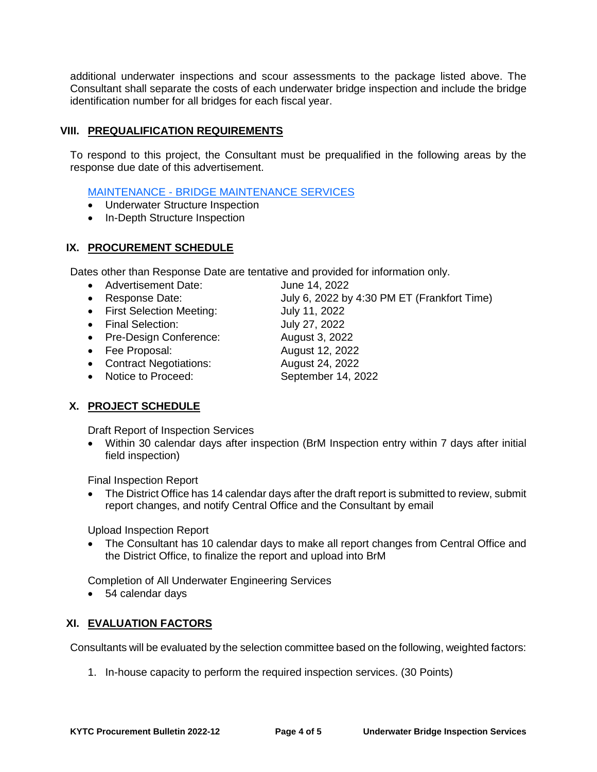additional underwater inspections and scour assessments to the package listed above. The Consultant shall separate the costs of each underwater bridge inspection and include the bridge identification number for all bridges for each fiscal year.

## VIII. PREQUALIFICATION REQUIREMENTS

To respond to this project, the Consultant must be prequalified in the following areas by the response due date of this advertisement.

MAINTENANCE - BRIDGE MAINTENANCE SERVICES

- Underwater Structure Inspection
- In-Depth Structure Inspection

## IX. PROCUREMENT SCHEDULE

Dates other than Response Date are tentative and provided for information only.

- Advertisement Date: June 14, 2022
- Response Date: July 6, 2022 by 4:30 PM ET (Frankfort Time)
- First Selection Meeting: July 11, 2022
- Final Selection: July 27, 2022
- Pre-Design Conference: August 3, 2022
- Fee Proposal: August 12, 2022
- Contract Negotiations: August 24, 2022
- Notice to Proceed: September 14, 2022

## X. PROJECT SCHEDULE

Draft Report of Inspection Services

- Within 30 calendar days after inspection (BrM Inspection entry within 7 days after initial field inspection)

Final Inspection Report

- The District Office has 14 calendar days after the draft report is submitted to review, submit report changes, and notify Central Office and the Consultant by email

Upload Inspection Report

- The Consultant has 10 calendar days to make all report changes from Central Office and the District Office, to finalize the report and upload into BrM

Completion of All Underwater Engineering Services

- 54 calendar days

## XI. EVALUATION FACTORS

Consultants will be evaluated by the selection committee based on the following, weighted factors:

1. In-house capacity to perform the required inspection services. (30 Points)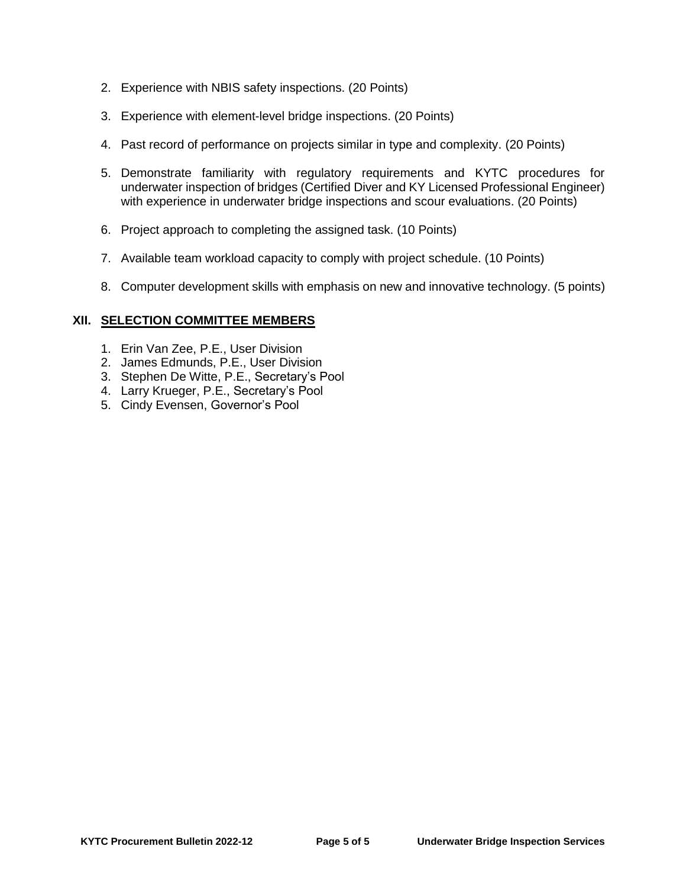2. Experience with NBIS safety inspections. (20 Points)

3. Experience with element-level bridge inspections. (20 Points)

4. Past record of performance on projects similar in type and complexity. (20 Points)

5. Demonstrate familiarity with regulatory requirements and KYTC procedures for underwater inspection of bridges (Certified Diver and KY Licensed Professional Engineer) with experience in underwater bridge inspections and scour evaluations. (20 Points)

6. Project approach to completing the assigned task. (10 Points)

7. Available team workload capacity to comply with project schedule. (10 Points)

8. Computer development skills with emphasis on new and innovative technology. (5 points)

## XII. SELECTION COMMITTEE MEMBERS

1. Erin Van Zee, P.E., User Division
2. James Edmunds, P.E., User Division
3. Stephen De Witte, P.E., Secretary's Pool
4. Larry Krueger, P.E., Secretary's Pool
5. Cindy Evensen, Governor's Pool